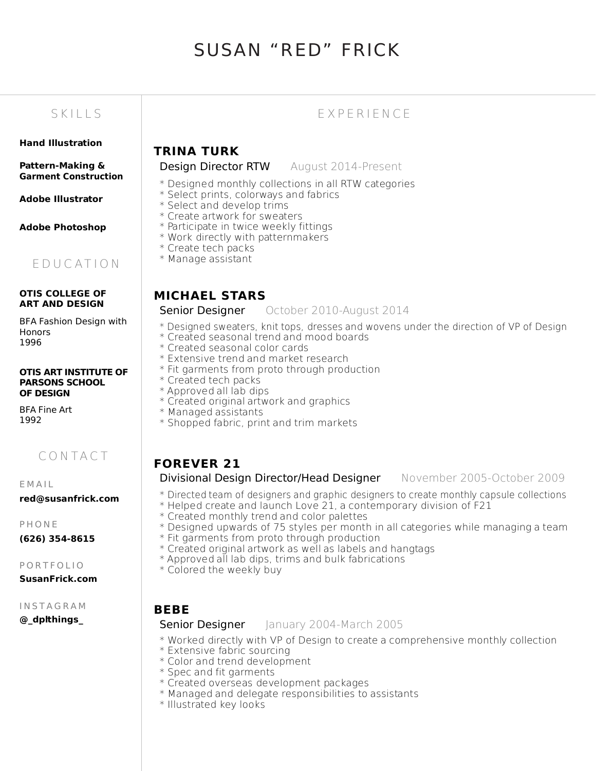# SUSAN “RED” FRICK

## SKILLS

**Hand Illustration**

**Pattern-Making & Garment Construction**

**Adobe Illustrator**

**Adobe Photoshop**

## EDUCATION

**OTIS COLLEGE OF ART AND DESIGN**

BFA Fashion Design with Honors
1996

**OTIS ART INSTITUTE OF PARSONS SCHOOL OF DESIGN**

BFA Fine Art
1992

## CONTACT

EMAIL
**red@susanfrick.com**

PHONE
**(626) 354-8615**

PORTFOLIO
**SusanFrick.com**

INSTAGRAM
**@_dplthings_**

## EXPERIENCE

### TRINA TURK

Design Director RTW August 2014-Present

* Designed monthly collections in all RTW categories
* Select prints, colorways and fabrics
* Select and develop trims
* Create artwork for sweaters
* Participate in twice weekly fittings
* Work directly with patternmakers
* Create tech packs
* Manage assistant

### MICHAEL STARS

Senior Designer October 2010-August 2014

* Designed sweaters, knit tops, dresses and wovens under the direction of VP of Design
* Created seasonal trend and mood boards
* Created seasonal color cards
* Extensive trend and market research
* Fit garments from proto through production
* Created tech packs
* Approved all lab dips
* Created original artwork and graphics
* Managed assistants
* Shopped fabric, print and trim markets

### FOREVER 21

Divisional Design Director/Head Designer November 2005-October 2009

* Directed team of designers and graphic designers to create monthly capsule collections
* Helped create and launch Love 21, a contemporary division of F21
* Created monthly trend and color palettes
* Designed upwards of 75 styles per month in all categories while managing a team
* Fit garments from proto through production
* Created original artwork as well as labels and hangtags
* Approved all lab dips, trims and bulk fabrications
* Colored the weekly buy

### BEBE

Senior Designer January 2004-March 2005

* Worked directly with VP of Design to create a comprehensive monthly collection
* Extensive fabric sourcing
* Color and trend development
* Spec and fit garments
* Created overseas development packages
* Managed and delegate responsibilities to assistants
* Illustrated key looks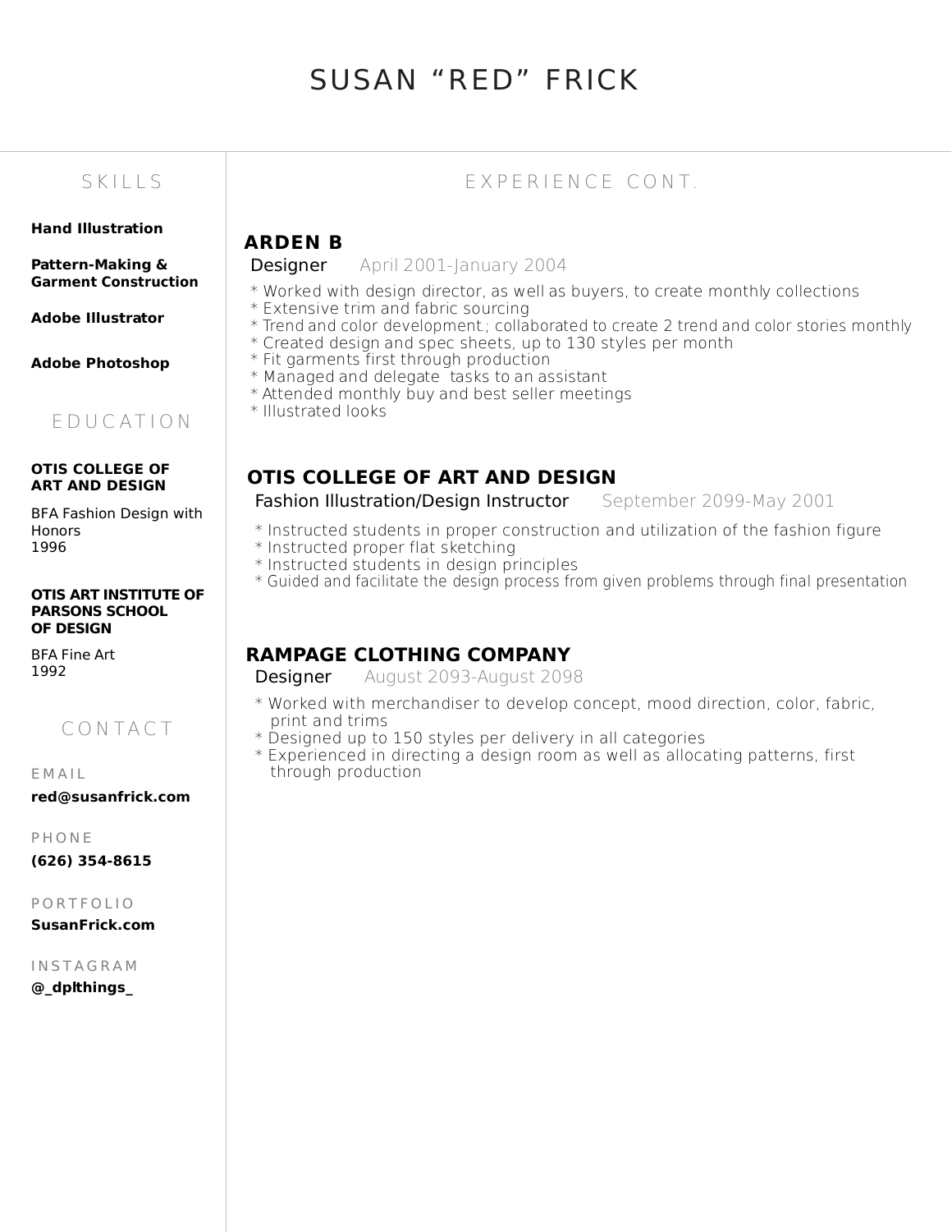# SUSAN "RED" FRICK

## SKILLS

**Hand Illustration**

**Pattern-Making & Garment Construction**

**Adobe Illustrator**

**Adobe Photoshop**

## EDUCATION

**OTIS COLLEGE OF ART AND DESIGN**

BFA Fashion Design with Honors
1996

**OTIS ART INSTITUTE OF PARSONS SCHOOL OF DESIGN**

BFA Fine Art
1992

## CONTACT

EMAIL
**red@susanfrick.com**

PHONE
**(626) 354-8615**

PORTFOLIO
**SusanFrick.com**

INSTAGRAM
**@_dplthings_**

## EXPERIENCE CONT.

### ARDEN B

Designer April 2001-January 2004

* Worked with design director, as well as buyers, to create monthly collections
* Extensive trim and fabric sourcing
* Trend and color development.; collaborated to create 2 trend and color stories monthly
* Created design and spec sheets, up to 130 styles per month
* Fit garments first through production
* Managed and delegate tasks to an assistant
* Attended monthly buy and best seller meetings
* Illustrated looks

### OTIS COLLEGE OF ART AND DESIGN

Fashion Illustration/Design Instructor September 2099-May 2001

* Instructed students in proper construction and utilization of the fashion figure
* Instructed proper flat sketching
* Instructed students in design principles
* Guided and facilitate the design process from given problems through final presentation

### RAMPAGE CLOTHING COMPANY

Designer August 2093-August 2098

* Worked with merchandiser to develop concept, mood direction, color, fabric, print and trims
* Designed up to 150 styles per delivery in all categories
* Experienced in directing a design room as well as allocating patterns, first through production